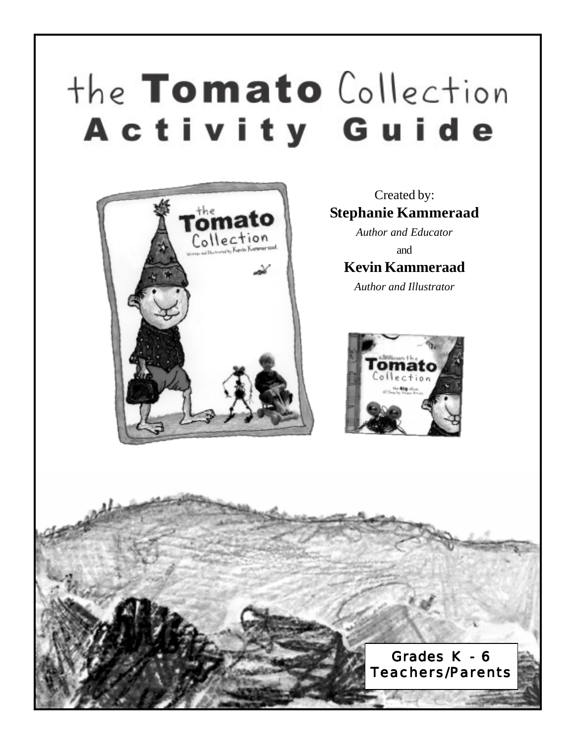# the Tomato Collection
# Activity Guide

Created by:

**Stephanie Kammeraad**

*Author and Educator*

and

**Kevin Kammeraad**

*Author and Illustrator*

Grades K - 6
Teachers/Parents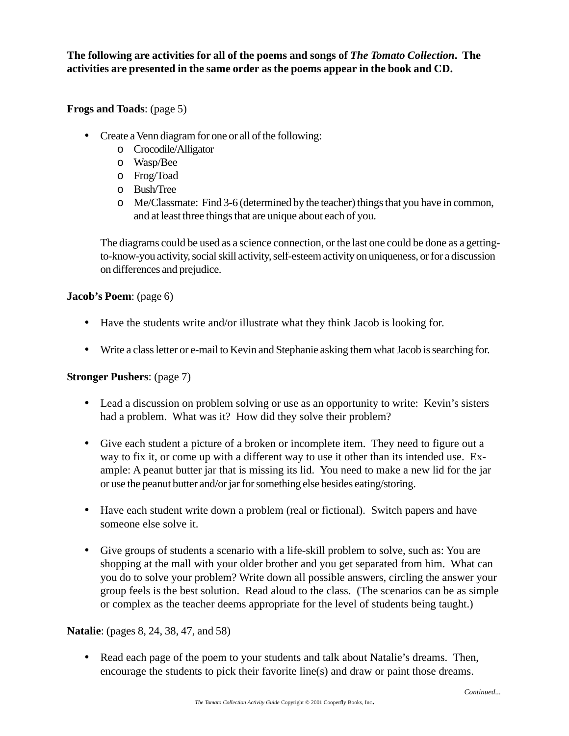**The following are activities for all of the poems and songs of *The Tomato Collection*. The activities are presented in the same order as the poems appear in the book and CD.**

**Frogs and Toads**: (page 5)

- Create a Venn diagram for one or all of the following:
  - Crocodile/Alligator
  - Wasp/Bee
  - Frog/Toad
  - Bush/Tree
  - Me/Classmate: Find 3-6 (determined by the teacher) things that you have in common, and at least three things that are unique about each of you.

  The diagrams could be used as a science connection, or the last one could be done as a getting-to-know-you activity, social skill activity, self-esteem activity on uniqueness, or for a discussion on differences and prejudice.

**Jacob's Poem**: (page 6)

- Have the students write and/or illustrate what they think Jacob is looking for.

- Write a class letter or e-mail to Kevin and Stephanie asking them what Jacob is searching for.

**Stronger Pushers**: (page 7)

- Lead a discussion on problem solving or use as an opportunity to write: Kevin's sisters had a problem. What was it? How did they solve their problem?

- Give each student a picture of a broken or incomplete item. They need to figure out a way to fix it, or come up with a different way to use it other than its intended use. Example: A peanut butter jar that is missing its lid. You need to make a new lid for the jar or use the peanut butter and/or jar for something else besides eating/storing.

- Have each student write down a problem (real or fictional). Switch papers and have someone else solve it.

- Give groups of students a scenario with a life-skill problem to solve, such as: You are shopping at the mall with your older brother and you get separated from him. What can you do to solve your problem? Write down all possible answers, circling the answer your group feels is the best solution. Read aloud to the class. (The scenarios can be as simple or complex as the teacher deems appropriate for the level of students being taught.)

**Natalie**: (pages 8, 24, 38, 47, and 58)

- Read each page of the poem to your students and talk about Natalie's dreams. Then, encourage the students to pick their favorite line(s) and draw or paint those dreams.

*Continued...*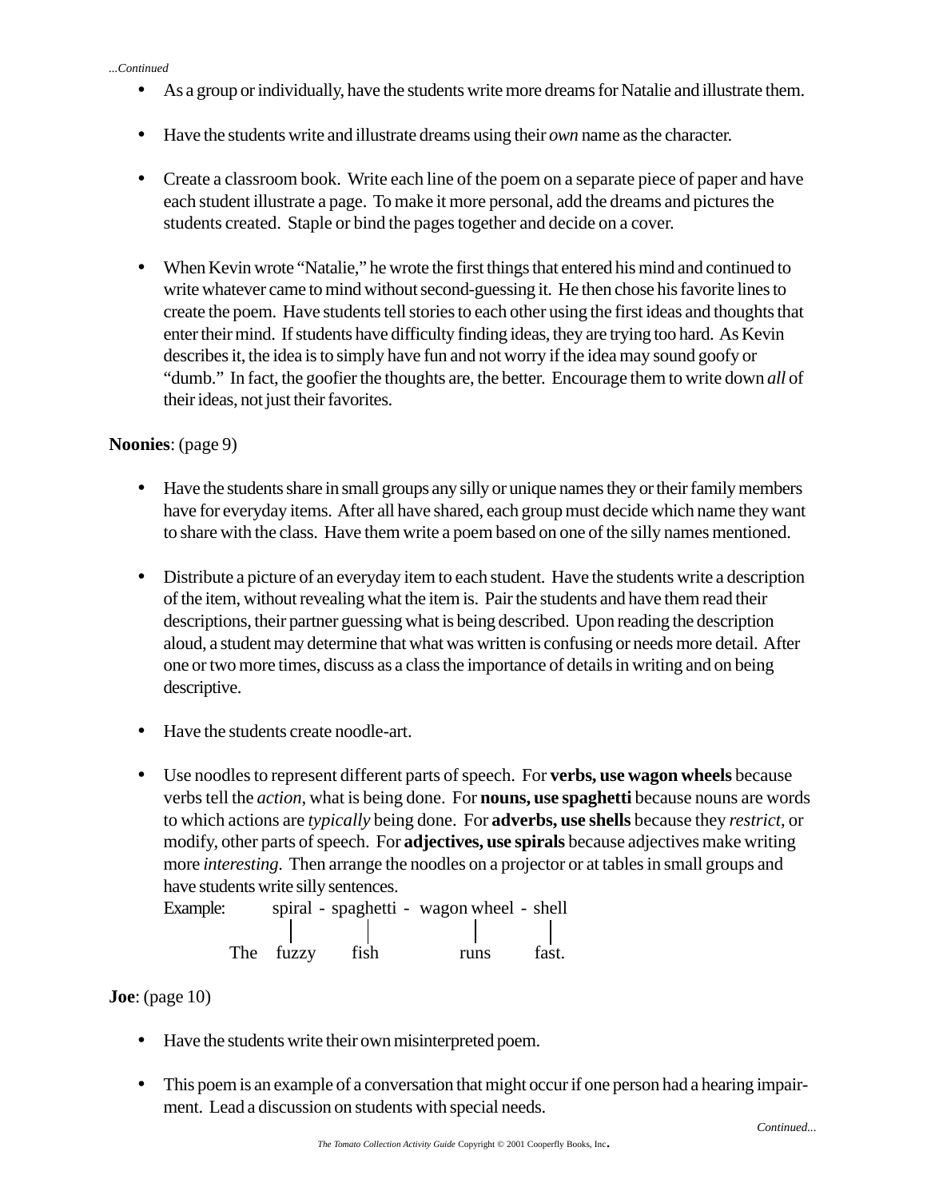*...Continued*

- As a group or individually, have the students write more dreams for Natalie and illustrate them.

- Have the students write and illustrate dreams using their *own* name as the character.

- Create a classroom book. Write each line of the poem on a separate piece of paper and have each student illustrate a page. To make it more personal, add the dreams and pictures the students created. Staple or bind the pages together and decide on a cover.

- When Kevin wrote "Natalie," he wrote the first things that entered his mind and continued to write whatever came to mind without second-guessing it. He then chose his favorite lines to create the poem. Have students tell stories to each other using the first ideas and thoughts that enter their mind. If students have difficulty finding ideas, they are trying too hard. As Kevin describes it, the idea is to simply have fun and not worry if the idea may sound goofy or "dumb." In fact, the goofier the thoughts are, the better. Encourage them to write down *all* of their ideas, not just their favorites.

**Noonies**: (page 9)

- Have the students share in small groups any silly or unique names they or their family members have for everyday items. After all have shared, each group must decide which name they want to share with the class. Have them write a poem based on one of the silly names mentioned.

- Distribute a picture of an everyday item to each student. Have the students write a description of the item, without revealing what the item is. Pair the students and have them read their descriptions, their partner guessing what is being described. Upon reading the description aloud, a student may determine that what was written is confusing or needs more detail. After one or two more times, discuss as a class the importance of details in writing and on being descriptive.

- Have the students create noodle-art.

- Use noodles to represent different parts of speech. For **verbs, use wagon wheels** because verbs tell the *action*, what is being done. For **nouns, use spaghetti** because nouns are words to which actions are *typically* being done. For **adverbs, use shells** because they *restrict*, or modify, other parts of speech. For **adjectives, use spirals** because adjectives make writing more *interesting*. Then arrange the noodles on a projector or at tables in small groups and have students write silly sentences.

  ```
  Example:      spiral - spaghetti - wagon wheel - shell
                  |          |            |          |
           The  fuzzy       fish         runs       fast.
  ```

**Joe**: (page 10)

- Have the students write their own misinterpreted poem.

- This poem is an example of a conversation that might occur if one person had a hearing impairment. Lead a discussion on students with special needs.

*Continued...*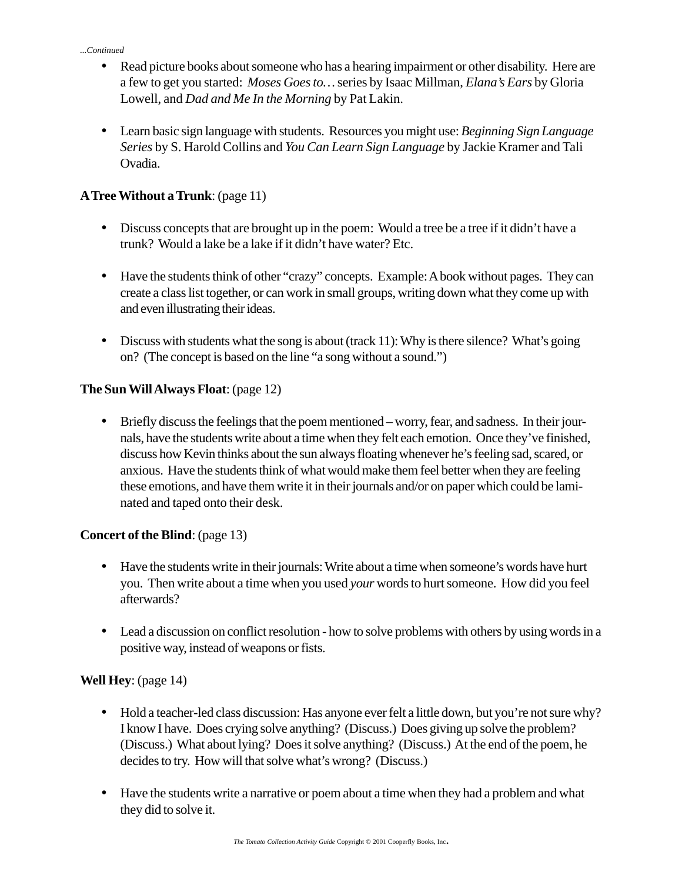*...Continued*

- Read picture books about someone who has a hearing impairment or other disability. Here are a few to get you started: *Moses Goes to…* series by Isaac Millman, *Elana's Ears* by Gloria Lowell, and *Dad and Me In the Morning* by Pat Lakin.

- Learn basic sign language with students. Resources you might use: *Beginning Sign Language Series* by S. Harold Collins and *You Can Learn Sign Language* by Jackie Kramer and Tali Ovadia.

**A Tree Without a Trunk**: (page 11)

- Discuss concepts that are brought up in the poem: Would a tree be a tree if it didn't have a trunk? Would a lake be a lake if it didn't have water? Etc.

- Have the students think of other "crazy" concepts. Example: A book without pages. They can create a class list together, or can work in small groups, writing down what they come up with and even illustrating their ideas.

- Discuss with students what the song is about (track 11): Why is there silence? What's going on? (The concept is based on the line "a song without a sound.")

**The Sun Will Always Float**: (page 12)

- Briefly discuss the feelings that the poem mentioned – worry, fear, and sadness. In their journals, have the students write about a time when they felt each emotion. Once they've finished, discuss how Kevin thinks about the sun always floating whenever he's feeling sad, scared, or anxious. Have the students think of what would make them feel better when they are feeling these emotions, and have them write it in their journals and/or on paper which could be laminated and taped onto their desk.

**Concert of the Blind**: (page 13)

- Have the students write in their journals: Write about a time when someone's words have hurt you. Then write about a time when you used *your* words to hurt someone. How did you feel afterwards?

- Lead a discussion on conflict resolution - how to solve problems with others by using words in a positive way, instead of weapons or fists.

**Well Hey**: (page 14)

- Hold a teacher-led class discussion: Has anyone ever felt a little down, but you're not sure why? I know I have. Does crying solve anything? (Discuss.) Does giving up solve the problem? (Discuss.) What about lying? Does it solve anything? (Discuss.) At the end of the poem, he decides to try. How will that solve what's wrong? (Discuss.)

- Have the students write a narrative or poem about a time when they had a problem and what they did to solve it.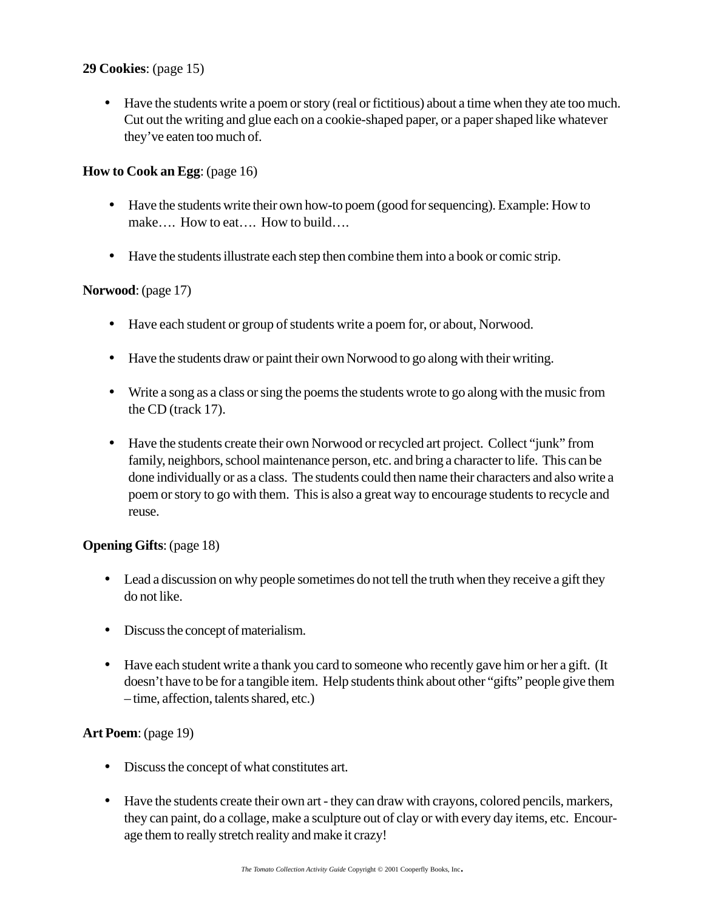**29 Cookies**: (page 15)

- Have the students write a poem or story (real or fictitious) about a time when they ate too much. Cut out the writing and glue each on a cookie-shaped paper, or a paper shaped like whatever they've eaten too much of.

**How to Cook an Egg**: (page 16)

- Have the students write their own how-to poem (good for sequencing). Example: How to make…. How to eat…. How to build….

- Have the students illustrate each step then combine them into a book or comic strip.

**Norwood**: (page 17)

- Have each student or group of students write a poem for, or about, Norwood.

- Have the students draw or paint their own Norwood to go along with their writing.

- Write a song as a class or sing the poems the students wrote to go along with the music from the CD (track 17).

- Have the students create their own Norwood or recycled art project. Collect "junk" from family, neighbors, school maintenance person, etc. and bring a character to life. This can be done individually or as a class. The students could then name their characters and also write a poem or story to go with them. This is also a great way to encourage students to recycle and reuse.

**Opening Gifts**: (page 18)

- Lead a discussion on why people sometimes do not tell the truth when they receive a gift they do not like.

- Discuss the concept of materialism.

- Have each student write a thank you card to someone who recently gave him or her a gift. (It doesn't have to be for a tangible item. Help students think about other "gifts" people give them – time, affection, talents shared, etc.)

**Art Poem**: (page 19)

- Discuss the concept of what constitutes art.

- Have the students create their own art - they can draw with crayons, colored pencils, markers, they can paint, do a collage, make a sculpture out of clay or with every day items, etc. Encourage them to really stretch reality and make it crazy!

*The Tomato Collection Activity Guide* Copyright © 2001 Cooperfly Books, Inc.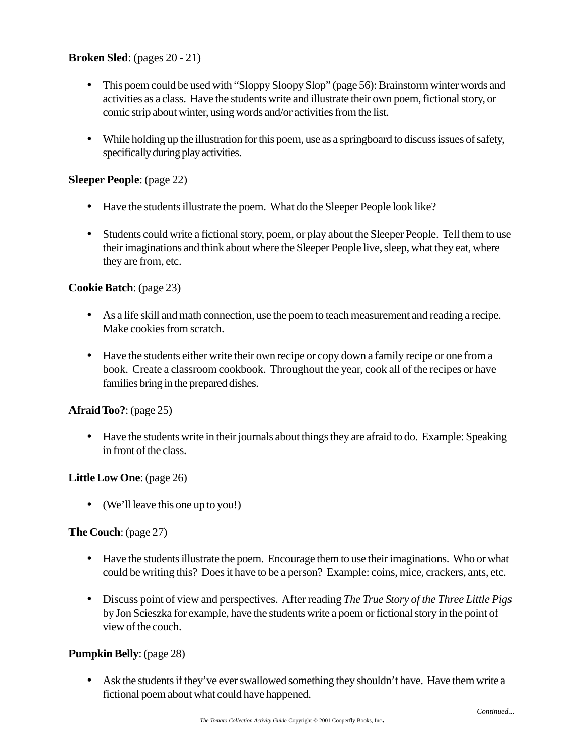**Broken Sled**: (pages 20 - 21)

- This poem could be used with "Sloppy Sloopy Slop" (page 56): Brainstorm winter words and activities as a class. Have the students write and illustrate their own poem, fictional story, or comic strip about winter, using words and/or activities from the list.

- While holding up the illustration for this poem, use as a springboard to discuss issues of safety, specifically during play activities.

**Sleeper People**: (page 22)

- Have the students illustrate the poem. What do the Sleeper People look like?

- Students could write a fictional story, poem, or play about the Sleeper People. Tell them to use their imaginations and think about where the Sleeper People live, sleep, what they eat, where they are from, etc.

**Cookie Batch**: (page 23)

- As a life skill and math connection, use the poem to teach measurement and reading a recipe. Make cookies from scratch.

- Have the students either write their own recipe or copy down a family recipe or one from a book. Create a classroom cookbook. Throughout the year, cook all of the recipes or have families bring in the prepared dishes.

**Afraid Too?**: (page 25)

- Have the students write in their journals about things they are afraid to do. Example: Speaking in front of the class.

**Little Low One**: (page 26)

- (We'll leave this one up to you!)

**The Couch**: (page 27)

- Have the students illustrate the poem. Encourage them to use their imaginations. Who or what could be writing this? Does it have to be a person? Example: coins, mice, crackers, ants, etc.

- Discuss point of view and perspectives. After reading *The True Story of the Three Little Pigs* by Jon Scieszka for example, have the students write a poem or fictional story in the point of view of the couch.

**Pumpkin Belly**: (page 28)

- Ask the students if they've ever swallowed something they shouldn't have. Have them write a fictional poem about what could have happened.

*Continued...*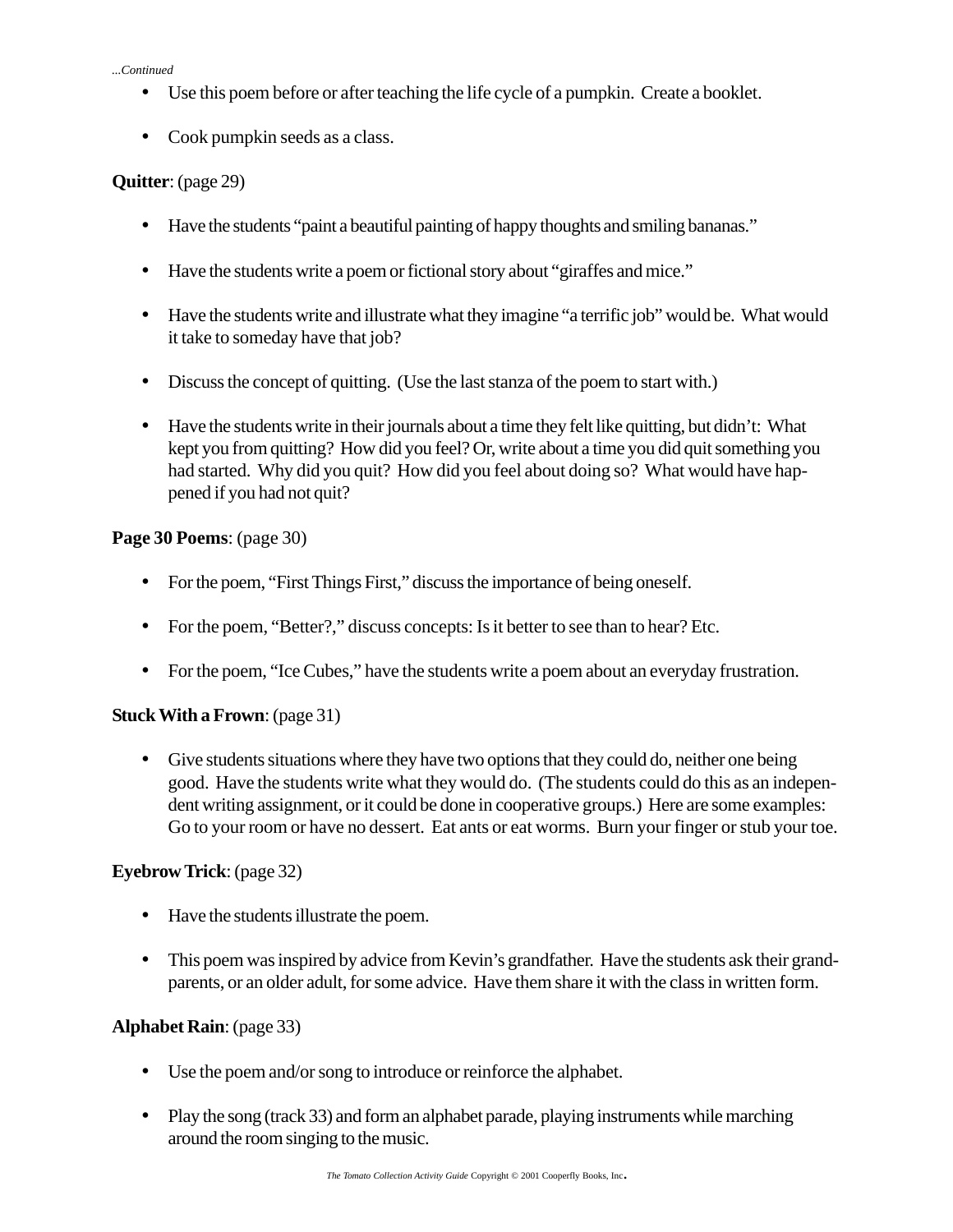*...Continued*

- Use this poem before or after teaching the life cycle of a pumpkin. Create a booklet.
- Cook pumpkin seeds as a class.

**Quitter**: (page 29)

- Have the students "paint a beautiful painting of happy thoughts and smiling bananas."
- Have the students write a poem or fictional story about "giraffes and mice."
- Have the students write and illustrate what they imagine "a terrific job" would be. What would it take to someday have that job?
- Discuss the concept of quitting. (Use the last stanza of the poem to start with.)
- Have the students write in their journals about a time they felt like quitting, but didn't: What kept you from quitting? How did you feel? Or, write about a time you did quit something you had started. Why did you quit? How did you feel about doing so? What would have happened if you had not quit?

**Page 30 Poems**: (page 30)

- For the poem, "First Things First," discuss the importance of being oneself.
- For the poem, "Better?," discuss concepts: Is it better to see than to hear? Etc.
- For the poem, "Ice Cubes," have the students write a poem about an everyday frustration.

**Stuck With a Frown**: (page 31)

- Give students situations where they have two options that they could do, neither one being good. Have the students write what they would do. (The students could do this as an independent writing assignment, or it could be done in cooperative groups.) Here are some examples: Go to your room or have no dessert. Eat ants or eat worms. Burn your finger or stub your toe.

**Eyebrow Trick**: (page 32)

- Have the students illustrate the poem.
- This poem was inspired by advice from Kevin's grandfather. Have the students ask their grandparents, or an older adult, for some advice. Have them share it with the class in written form.

**Alphabet Rain**: (page 33)

- Use the poem and/or song to introduce or reinforce the alphabet.
- Play the song (track 33) and form an alphabet parade, playing instruments while marching around the room singing to the music.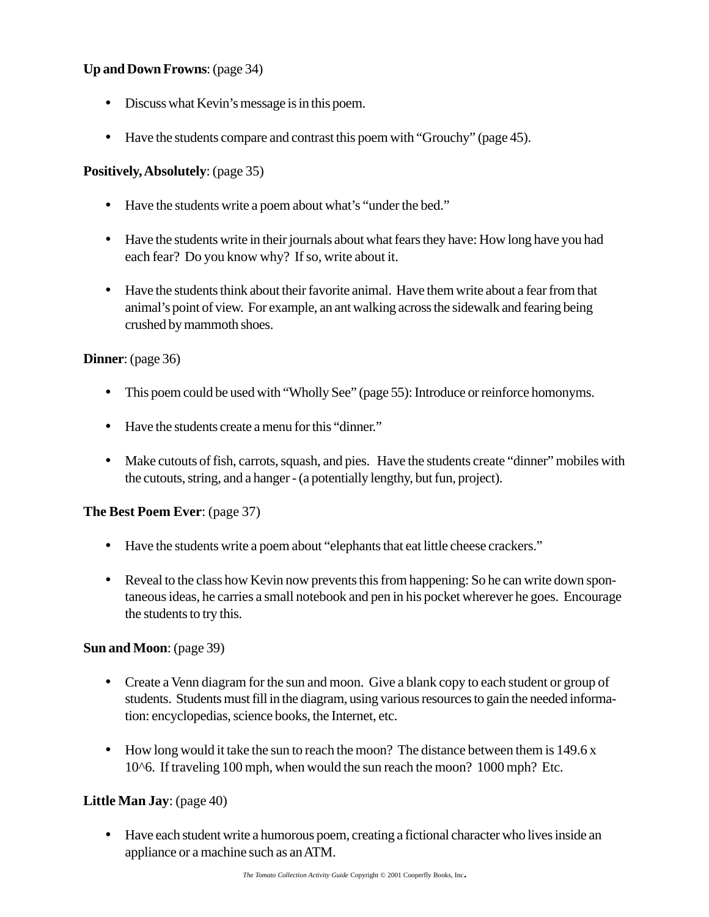**Up and Down Frowns**: (page 34)

- Discuss what Kevin's message is in this poem.

- Have the students compare and contrast this poem with "Grouchy" (page 45).

**Positively, Absolutely**: (page 35)

- Have the students write a poem about what's "under the bed."

- Have the students write in their journals about what fears they have: How long have you had each fear? Do you know why? If so, write about it.

- Have the students think about their favorite animal. Have them write about a fear from that animal's point of view. For example, an ant walking across the sidewalk and fearing being crushed by mammoth shoes.

**Dinner**: (page 36)

- This poem could be used with "Wholly See" (page 55): Introduce or reinforce homonyms.

- Have the students create a menu for this "dinner."

- Make cutouts of fish, carrots, squash, and pies. Have the students create "dinner" mobiles with the cutouts, string, and a hanger - (a potentially lengthy, but fun, project).

**The Best Poem Ever**: (page 37)

- Have the students write a poem about "elephants that eat little cheese crackers."

- Reveal to the class how Kevin now prevents this from happening: So he can write down spontaneous ideas, he carries a small notebook and pen in his pocket wherever he goes. Encourage the students to try this.

**Sun and Moon**: (page 39)

- Create a Venn diagram for the sun and moon. Give a blank copy to each student or group of students. Students must fill in the diagram, using various resources to gain the needed information: encyclopedias, science books, the Internet, etc.

- How long would it take the sun to reach the moon? The distance between them is 149.6 x 10^6. If traveling 100 mph, when would the sun reach the moon? 1000 mph? Etc.

**Little Man Jay**: (page 40)

- Have each student write a humorous poem, creating a fictional character who lives inside an appliance or a machine such as an ATM.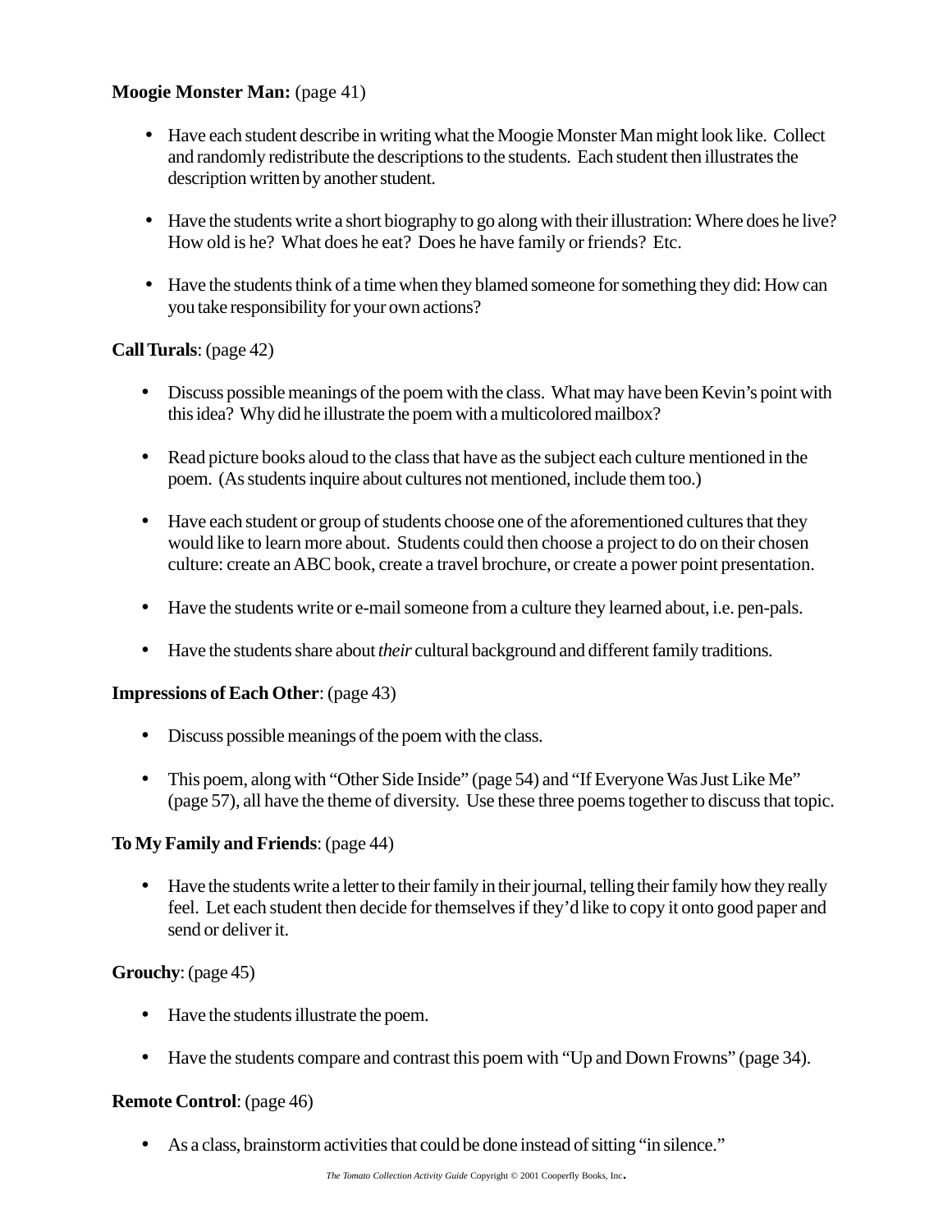**Moogie Monster Man:** (page 41)

- Have each student describe in writing what the Moogie Monster Man might look like. Collect and randomly redistribute the descriptions to the students. Each student then illustrates the description written by another student.

- Have the students write a short biography to go along with their illustration: Where does he live? How old is he? What does he eat? Does he have family or friends? Etc.

- Have the students think of a time when they blamed someone for something they did: How can you take responsibility for your own actions?

**Call Turals**: (page 42)

- Discuss possible meanings of the poem with the class. What may have been Kevin's point with this idea? Why did he illustrate the poem with a multicolored mailbox?

- Read picture books aloud to the class that have as the subject each culture mentioned in the poem. (As students inquire about cultures not mentioned, include them too.)

- Have each student or group of students choose one of the aforementioned cultures that they would like to learn more about. Students could then choose a project to do on their chosen culture: create an ABC book, create a travel brochure, or create a power point presentation.

- Have the students write or e-mail someone from a culture they learned about, i.e. pen-pals.

- Have the students share about *their* cultural background and different family traditions.

**Impressions of Each Other**: (page 43)

- Discuss possible meanings of the poem with the class.

- This poem, along with "Other Side Inside" (page 54) and "If Everyone Was Just Like Me" (page 57), all have the theme of diversity. Use these three poems together to discuss that topic.

**To My Family and Friends**: (page 44)

- Have the students write a letter to their family in their journal, telling their family how they really feel. Let each student then decide for themselves if they'd like to copy it onto good paper and send or deliver it.

**Grouchy**: (page 45)

- Have the students illustrate the poem.

- Have the students compare and contrast this poem with "Up and Down Frowns" (page 34).

**Remote Control**: (page 46)

- As a class, brainstorm activities that could be done instead of sitting "in silence."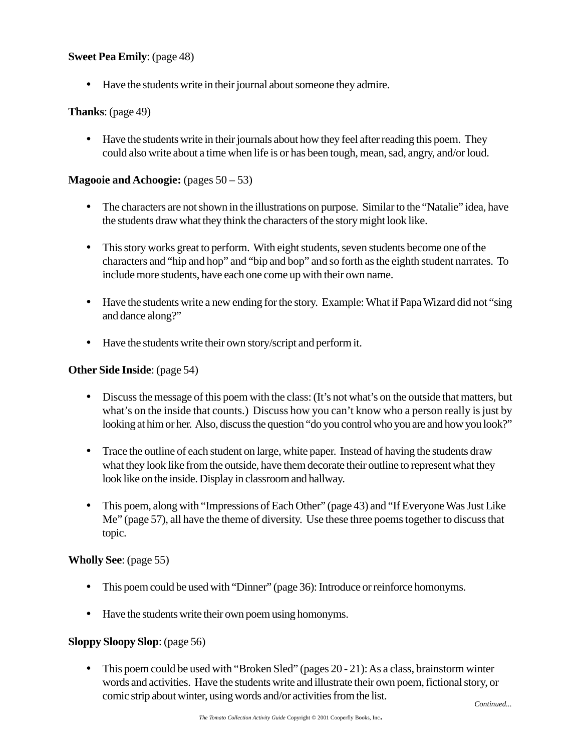**Sweet Pea Emily**: (page 48)

- Have the students write in their journal about someone they admire.

**Thanks**: (page 49)

- Have the students write in their journals about how they feel after reading this poem. They could also write about a time when life is or has been tough, mean, sad, angry, and/or loud.

**Magooie and Achoogie:** (pages 50 – 53)

- The characters are not shown in the illustrations on purpose. Similar to the "Natalie" idea, have the students draw what they think the characters of the story might look like.

- This story works great to perform. With eight students, seven students become one of the characters and "hip and hop" and "bip and bop" and so forth as the eighth student narrates. To include more students, have each one come up with their own name.

- Have the students write a new ending for the story. Example: What if Papa Wizard did not "sing and dance along?"

- Have the students write their own story/script and perform it.

**Other Side Inside**: (page 54)

- Discuss the message of this poem with the class: (It's not what's on the outside that matters, but what's on the inside that counts.) Discuss how you can't know who a person really is just by looking at him or her. Also, discuss the question "do you control who you are and how you look?"

- Trace the outline of each student on large, white paper. Instead of having the students draw what they look like from the outside, have them decorate their outline to represent what they look like on the inside. Display in classroom and hallway.

- This poem, along with "Impressions of Each Other" (page 43) and "If Everyone Was Just Like Me" (page 57), all have the theme of diversity. Use these three poems together to discuss that topic.

**Wholly See**: (page 55)

- This poem could be used with "Dinner" (page 36): Introduce or reinforce homonyms.

- Have the students write their own poem using homonyms.

**Sloppy Sloopy Slop**: (page 56)

- This poem could be used with "Broken Sled" (pages 20 - 21): As a class, brainstorm winter words and activities. Have the students write and illustrate their own poem, fictional story, or comic strip about winter, using words and/or activities from the list.

*Continued...*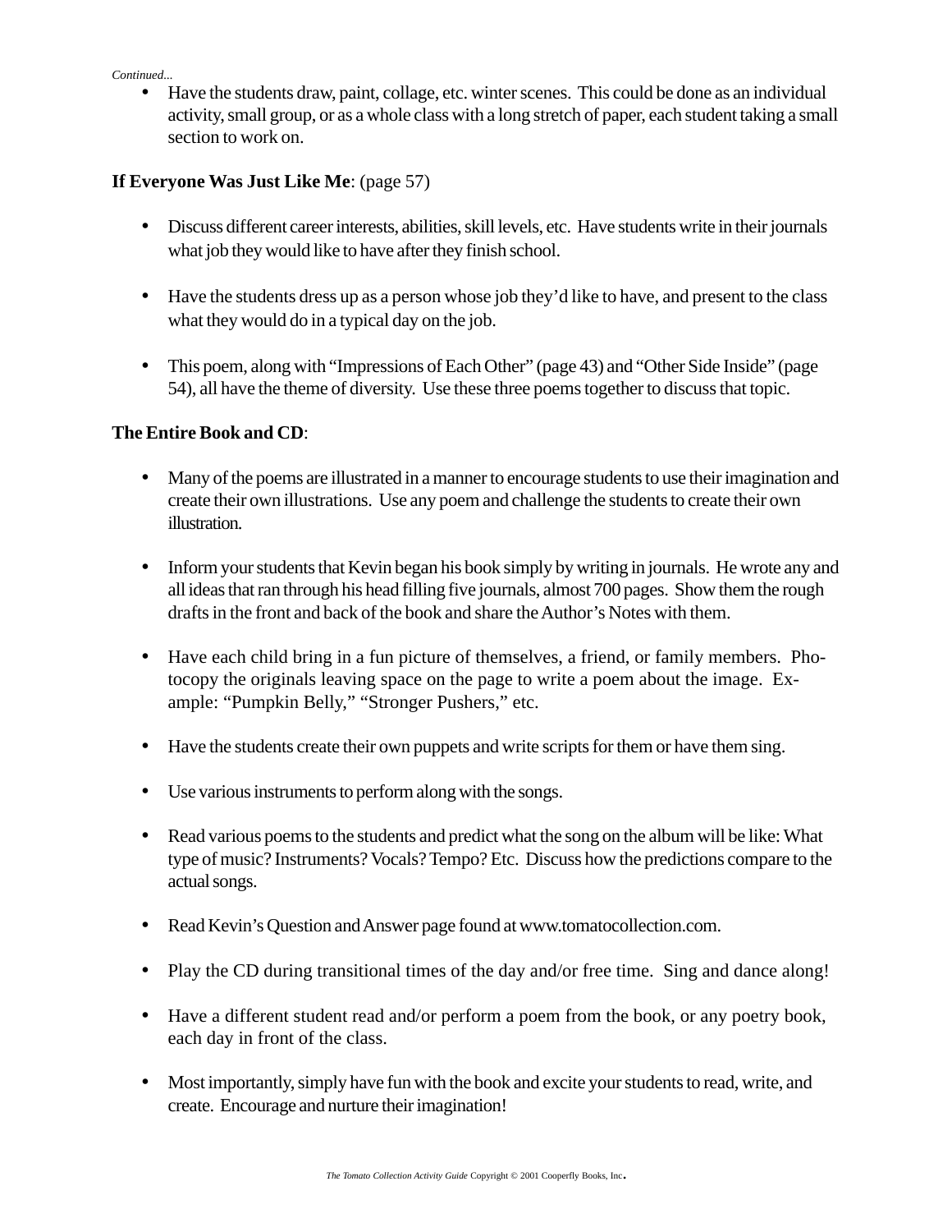*Continued...*

- Have the students draw, paint, collage, etc. winter scenes. This could be done as an individual activity, small group, or as a whole class with a long stretch of paper, each student taking a small section to work on.

**If Everyone Was Just Like Me**: (page 57)

- Discuss different career interests, abilities, skill levels, etc. Have students write in their journals what job they would like to have after they finish school.

- Have the students dress up as a person whose job they'd like to have, and present to the class what they would do in a typical day on the job.

- This poem, along with "Impressions of Each Other" (page 43) and "Other Side Inside" (page 54), all have the theme of diversity. Use these three poems together to discuss that topic.

**The Entire Book and CD**:

- Many of the poems are illustrated in a manner to encourage students to use their imagination and create their own illustrations. Use any poem and challenge the students to create their own illustration.

- Inform your students that Kevin began his book simply by writing in journals. He wrote any and all ideas that ran through his head filling five journals, almost 700 pages. Show them the rough drafts in the front and back of the book and share the Author's Notes with them.

- Have each child bring in a fun picture of themselves, a friend, or family members. Photocopy the originals leaving space on the page to write a poem about the image. Example: "Pumpkin Belly," "Stronger Pushers," etc.

- Have the students create their own puppets and write scripts for them or have them sing.

- Use various instruments to perform along with the songs.

- Read various poems to the students and predict what the song on the album will be like: What type of music? Instruments? Vocals? Tempo? Etc. Discuss how the predictions compare to the actual songs.

- Read Kevin's Question and Answer page found at www.tomatocollection.com.

- Play the CD during transitional times of the day and/or free time. Sing and dance along!

- Have a different student read and/or perform a poem from the book, or any poetry book, each day in front of the class.

- Most importantly, simply have fun with the book and excite your students to read, write, and create. Encourage and nurture their imagination!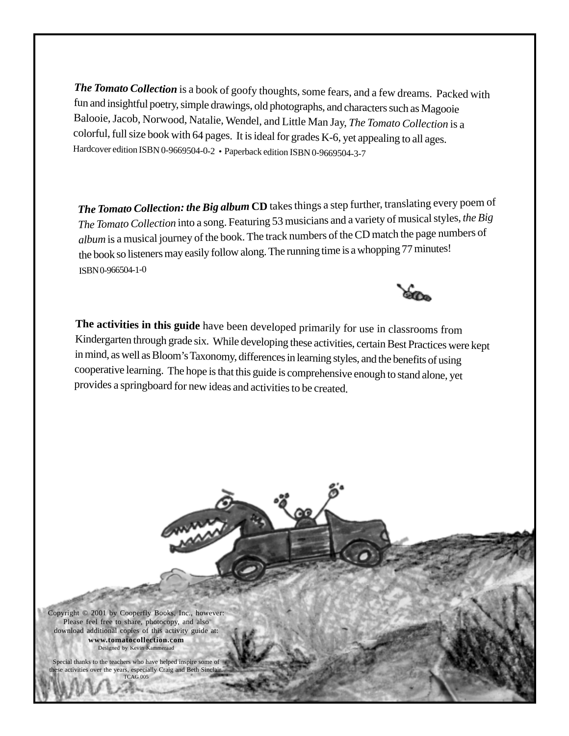***The Tomato Collection*** is a book of goofy thoughts, some fears, and a few dreams. Packed with fun and insightful poetry, simple drawings, old photographs, and characters such as Magooie Balooie, Jacob, Norwood, Natalie, Wendel, and Little Man Jay, *The Tomato Collection* is a colorful, full size book with 64 pages. It is ideal for grades K-6, yet appealing to all ages.
Hardcover edition ISBN 0-9669504-0-2 • Paperback edition ISBN 0-9669504-3-7

***The Tomato Collection: the Big album* CD** takes things a step further, translating every poem of *The Tomato Collection* into a song. Featuring 53 musicians and a variety of musical styles, *the Big album* is a musical journey of the book. The track numbers of the CD match the page numbers of the book so listeners may easily follow along. The running time is a whopping 77 minutes!
ISBN 0-966504-1-0

**The activities in this guide** have been developed primarily for use in classrooms from Kindergarten through grade six. While developing these activities, certain Best Practices were kept in mind, as well as Bloom's Taxonomy, differences in learning styles, and the benefits of using cooperative learning. The hope is that this guide is comprehensive enough to stand alone, yet provides a springboard for new ideas and activities to be created.

Copyright © 2001 by Cooperfly Books, Inc., however: Please feel free to share, photocopy, and also download additional copies of this activity guide at:
**www.tomatocollection.com**
Designed by Kevin Kammeraad

Special thanks to the teachers who have helped inspire some of these activities over the years, especially Craig and Beth Sinclair.
TCAG 005